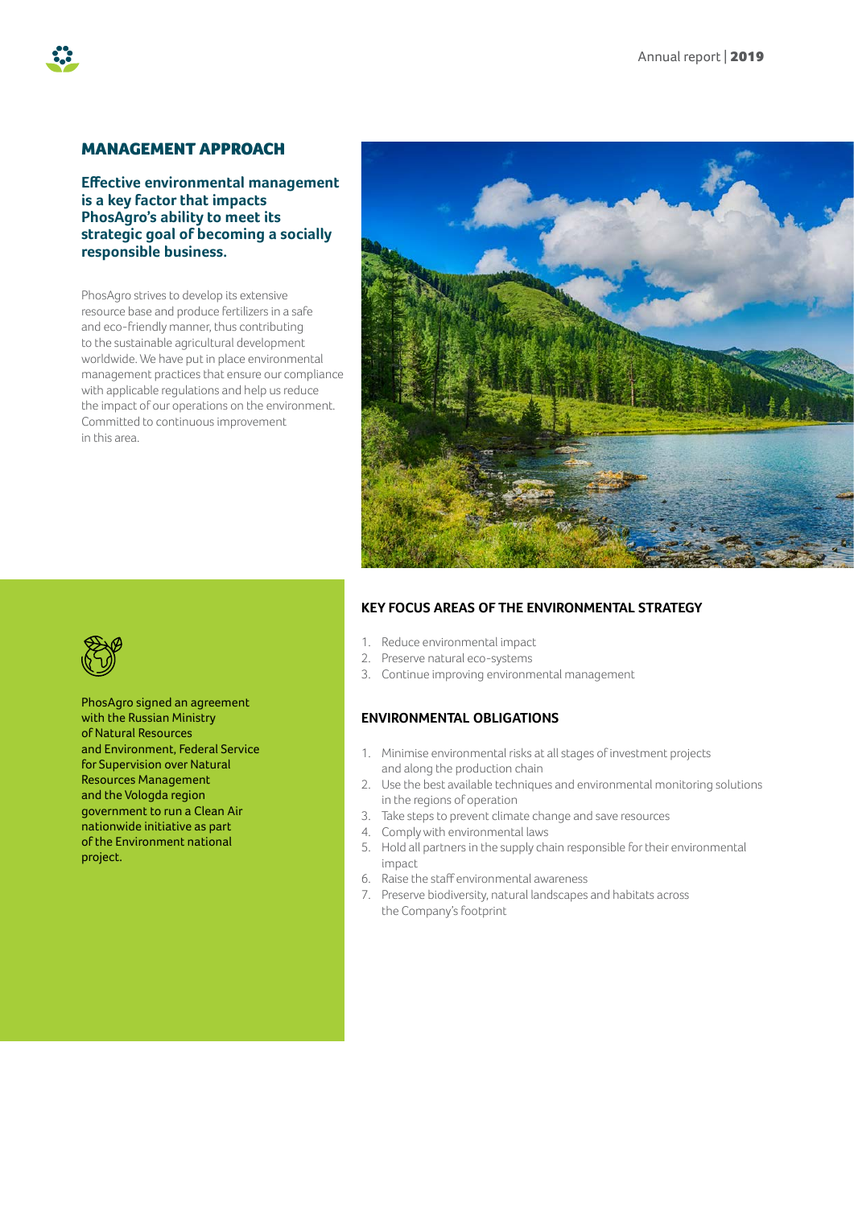## MANAGEMENT APPROACH

**Effective environmental management is a key factor that impacts PhosAgro's ability to meet its strategic goal of becoming a socially responsible business.**

PhosAgro strives to develop its extensive resource base and produce fertilizers in a safe and eco-friendly manner, thus contributing to the sustainable agricultural development worldwide. We have put in place environmental management practices that ensure our compliance with applicable regulations and help us reduce the impact of our operations on the environment. Committed to continuous improvement in this area.

PhosAgro signed an agreement with the Russian Ministry of Natural Resources and Environment, Federal Service for Supervision over Natural Resources Management and the Vologda region government to run a Clean Air nationwide initiative as part of the Environment national project.

### KEY FOCUS AREAS OF THE ENVIRONMENTAL STRATEGY

1. Reduce environmental impact
2. Preserve natural eco-systems
3. Continue improving environmental management

### ENVIRONMENTAL OBLIGATIONS

1. Minimise environmental risks at all stages of investment projects and along the production chain
2. Use the best available techniques and environmental monitoring solutions in the regions of operation
3. Take steps to prevent climate change and save resources
4. Comply with environmental laws
5. Hold all partners in the supply chain responsible for their environmental impact
6. Raise the staff environmental awareness
7. Preserve biodiversity, natural landscapes and habitats across the Company's footprint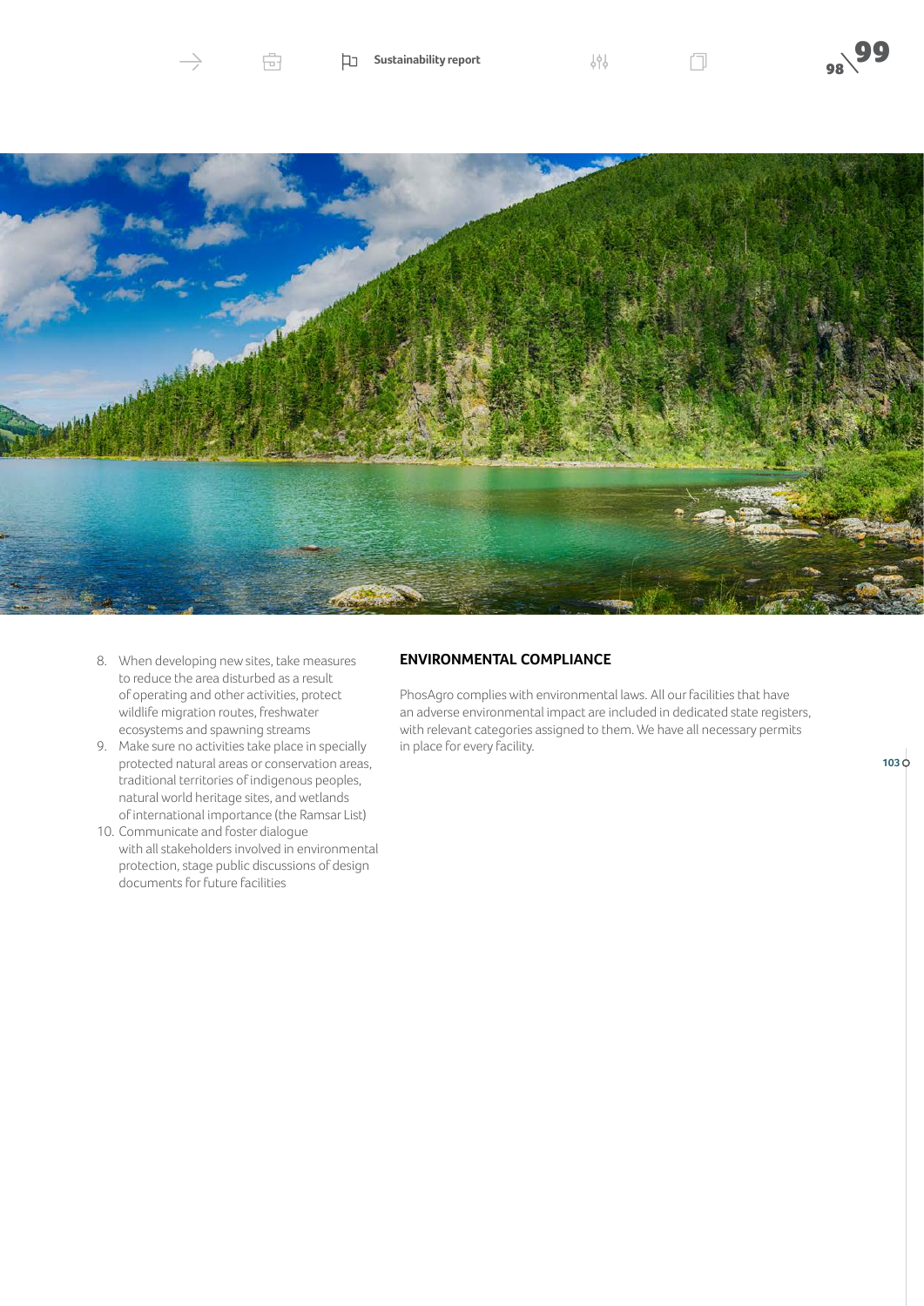8. When developing new sites, take measures to reduce the area disturbed as a result of operating and other activities, protect wildlife migration routes, freshwater ecosystems and spawning streams
9. Make sure no activities take place in specially protected natural areas or conservation areas, traditional territories of indigenous peoples, natural world heritage sites, and wetlands of international importance (the Ramsar List)
10. Communicate and foster dialogue with all stakeholders involved in environmental protection, stage public discussions of design documents for future facilities

## ENVIRONMENTAL COMPLIANCE

PhosAgro complies with environmental laws. All our facilities that have an adverse environmental impact are included in dedicated state registers, with relevant categories assigned to them. We have all necessary permits in place for every facility.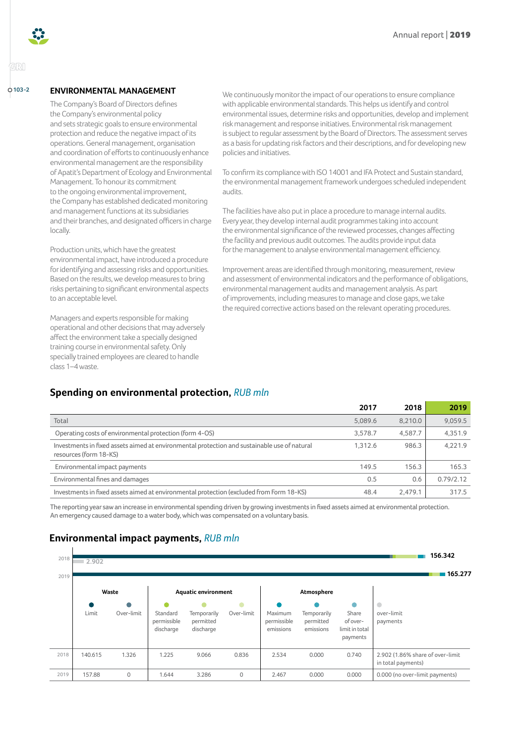103-2

## ENVIRONMENTAL MANAGEMENT

The Company's Board of Directors defines the Company's environmental policy and sets strategic goals to ensure environmental protection and reduce the negative impact of its operations. General management, organisation and coordination of efforts to continuously enhance environmental management are the responsibility of Apatit's Department of Ecology and Environmental Management. To honour its commitment to the ongoing environmental improvement, the Company has established dedicated monitoring and management functions at its subsidiaries and their branches, and designated officers in charge locally.

Production units, which have the greatest environmental impact, have introduced a procedure for identifying and assessing risks and opportunities. Based on the results, we develop measures to bring risks pertaining to significant environmental aspects to an acceptable level.

Managers and experts responsible for making operational and other decisions that may adversely affect the environment take a specially designed training course in environmental safety. Only specially trained employees are cleared to handle class 1–4 waste.

We continuously monitor the impact of our operations to ensure compliance with applicable environmental standards. This helps us identify and control environmental issues, determine risks and opportunities, develop and implement risk management and response initiatives. Environmental risk management is subject to regular assessment by the Board of Directors. The assessment serves as a basis for updating risk factors and their descriptions, and for developing new policies and initiatives.

To confirm its compliance with ISO 14001 and IFA Protect and Sustain standard, the environmental management framework undergoes scheduled independent audits.

The facilities have also put in place a procedure to manage internal audits. Every year, they develop internal audit programmes taking into account the environmental significance of the reviewed processes, changes affecting the facility and previous audit outcomes. The audits provide input data for the management to analyse environmental management efficiency.

Improvement areas are identified through monitoring, measurement, review and assessment of environmental indicators and the performance of obligations, environmental management audits and management analysis. As part of improvements, including measures to manage and close gaps, we take the required corrective actions based on the relevant operating procedures.

## Spending on environmental protection, *RUB mln*

| | 2017 | 2018 | 2019 |
|---|---|---|---|
| Total | 5,089.6 | 8,210.0 | 9,059.5 |
| Operating costs of environmental protection (form 4-OS) | 3,578.7 | 4,587.7 | 4,351.9 |
| Investments in fixed assets aimed at environmental protection and sustainable use of natural resources (form 18-KS) | 1,312.6 | 986.3 | 4,221.9 |
| Environmental impact payments | 149.5 | 156.3 | 165.3 |
| Environmental fines and damages | 0.5 | 0.6 | 0.79/2.12 |
| Investments in fixed assets aimed at environmental protection (excluded from Form 18-KS) | 48.4 | 2,479.1 | 317.5 |

The reporting year saw an increase in environmental spending driven by growing investments in fixed assets aimed at environmental protection. An emergency caused damage to a water body, which was compensated on a voluntary basis.

## Environmental impact payments, *RUB mln*

2018: 156.342 (over-limit payments 2.902)
2019: 165.277

| | Waste | | Aquatic environment | | | Atmosphere | | | |
|---|---|---|---|---|---|---|---|---|---|
| | Limit | Over-limit | Standard permissible discharge | Temporarily permitted discharge | Over-limit | Maximum permissible emissions | Temporarily permitted emissions | Share of over-limit in total payments | over-limit payments |
| 2018 | 140.615 | 1.326 | 1.225 | 9.066 | 0.836 | 2.534 | 0.000 | 0.740 | 2.902 (1.86% share of over-limit in total payments) |
| 2019 | 157.88 | 0 | 1.644 | 3.286 | 0 | 2.467 | 0.000 | 0.000 | 0.000 (no over-limit payments) |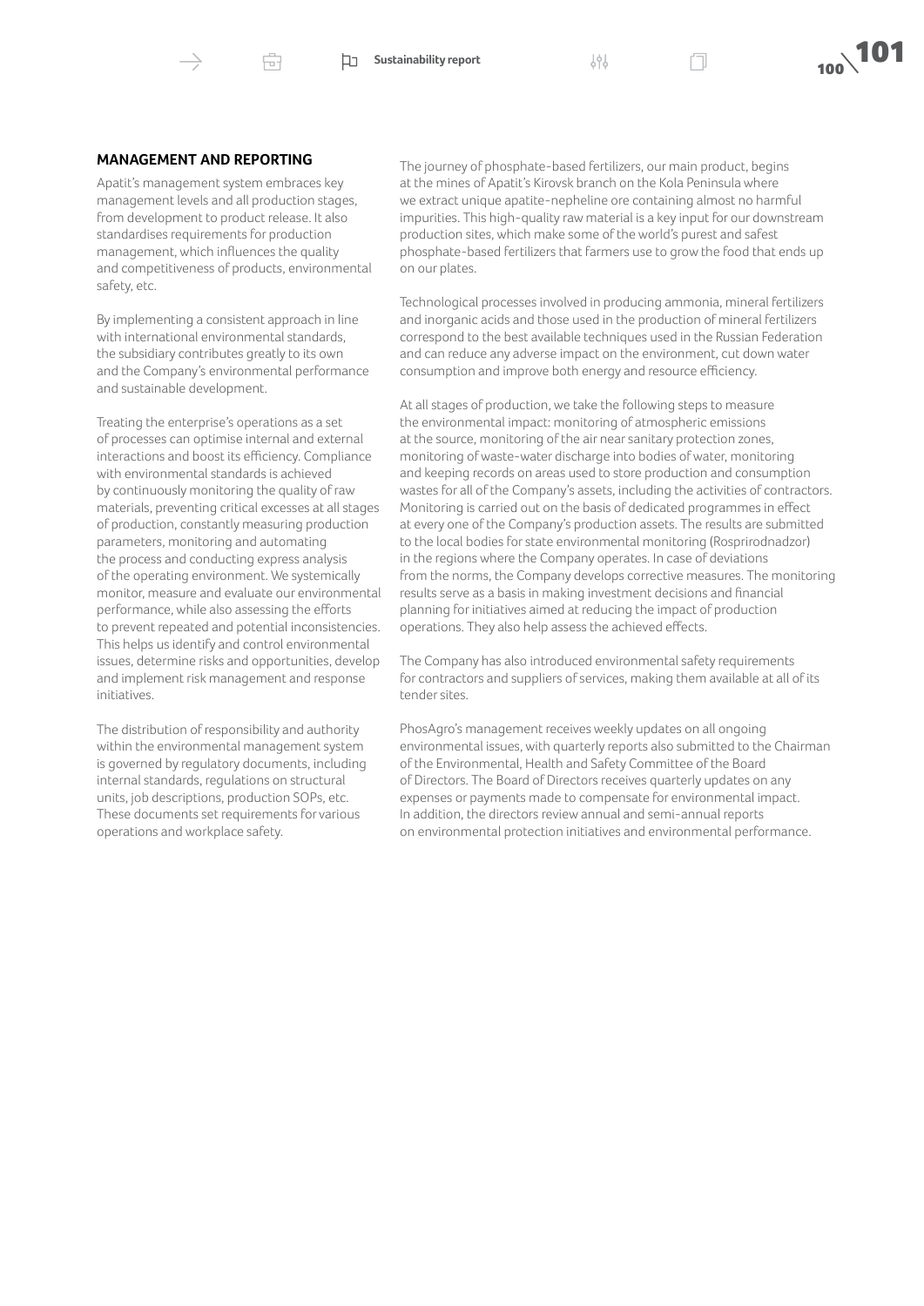## MANAGEMENT AND REPORTING

Apatit's management system embraces key management levels and all production stages, from development to product release. It also standardises requirements for production management, which influences the quality and competitiveness of products, environmental safety, etc.

By implementing a consistent approach in line with international environmental standards, the subsidiary contributes greatly to its own and the Company's environmental performance and sustainable development.

Treating the enterprise's operations as a set of processes can optimise internal and external interactions and boost its efficiency. Compliance with environmental standards is achieved by continuously monitoring the quality of raw materials, preventing critical excesses at all stages of production, constantly measuring production parameters, monitoring and automating the process and conducting express analysis of the operating environment. We systemically monitor, measure and evaluate our environmental performance, while also assessing the efforts to prevent repeated and potential inconsistencies. This helps us identify and control environmental issues, determine risks and opportunities, develop and implement risk management and response initiatives.

The distribution of responsibility and authority within the environmental management system is governed by regulatory documents, including internal standards, regulations on structural units, job descriptions, production SOPs, etc. These documents set requirements for various operations and workplace safety.

The journey of phosphate-based fertilizers, our main product, begins at the mines of Apatit's Kirovsk branch on the Kola Peninsula where we extract unique apatite-nepheline ore containing almost no harmful impurities. This high-quality raw material is a key input for our downstream production sites, which make some of the world's purest and safest phosphate-based fertilizers that farmers use to grow the food that ends up on our plates.

Technological processes involved in producing ammonia, mineral fertilizers and inorganic acids and those used in the production of mineral fertilizers correspond to the best available techniques used in the Russian Federation and can reduce any adverse impact on the environment, cut down water consumption and improve both energy and resource efficiency.

At all stages of production, we take the following steps to measure the environmental impact: monitoring of atmospheric emissions at the source, monitoring of the air near sanitary protection zones, monitoring of waste-water discharge into bodies of water, monitoring and keeping records on areas used to store production and consumption wastes for all of the Company's assets, including the activities of contractors. Monitoring is carried out on the basis of dedicated programmes in effect at every one of the Company's production assets. The results are submitted to the local bodies for state environmental monitoring (Rosprirodnadzor) in the regions where the Company operates. In case of deviations from the norms, the Company develops corrective measures. The monitoring results serve as a basis in making investment decisions and financial planning for initiatives aimed at reducing the impact of production operations. They also help assess the achieved effects.

The Company has also introduced environmental safety requirements for contractors and suppliers of services, making them available at all of its tender sites.

PhosAgro's management receives weekly updates on all ongoing environmental issues, with quarterly reports also submitted to the Chairman of the Environmental, Health and Safety Committee of the Board of Directors. The Board of Directors receives quarterly updates on any expenses or payments made to compensate for environmental impact. In addition, the directors review annual and semi-annual reports on environmental protection initiatives and environmental performance.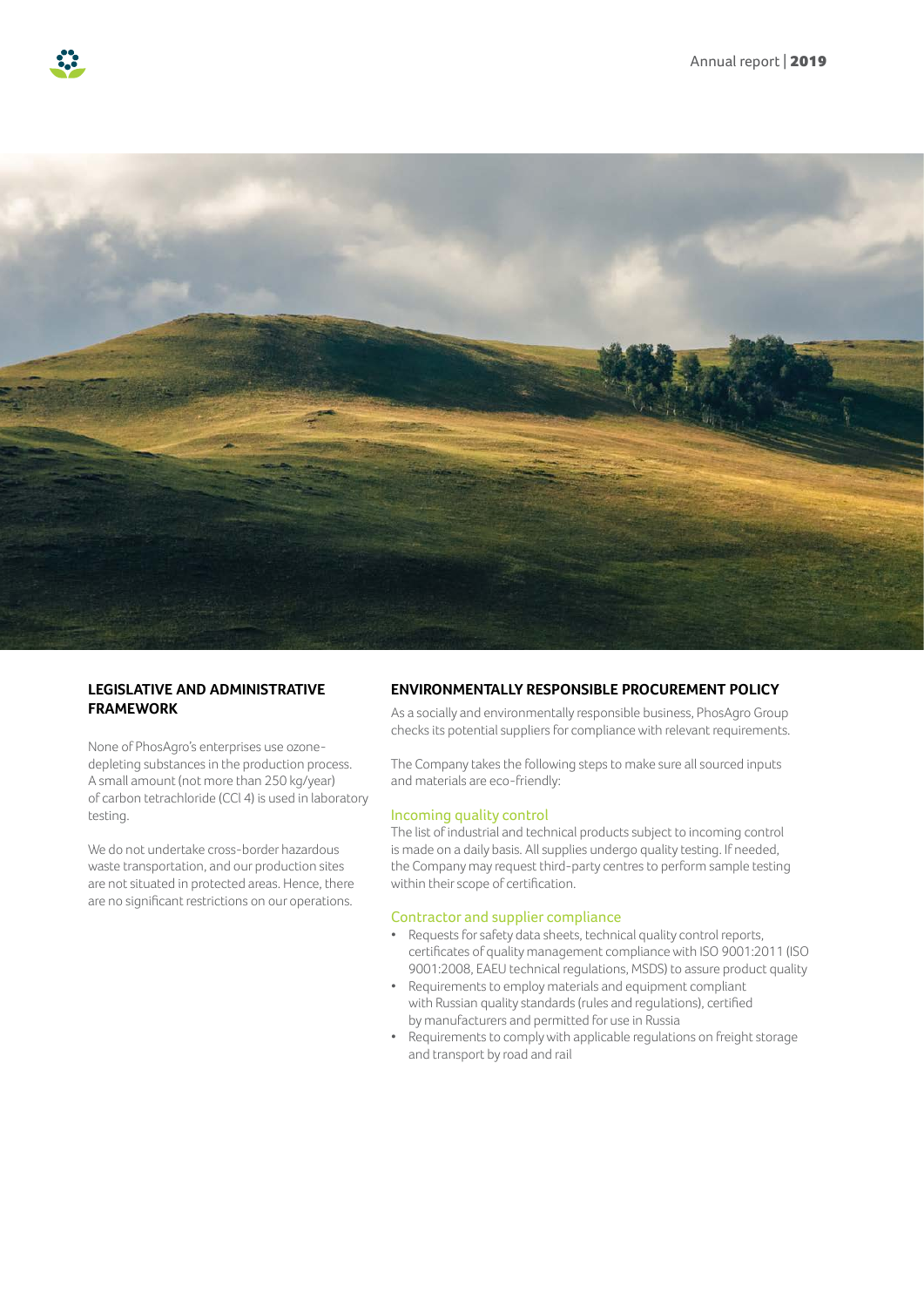## LEGISLATIVE AND ADMINISTRATIVE FRAMEWORK

None of PhosAgro's enterprises use ozone-depleting substances in the production process. A small amount (not more than 250 kg/year) of carbon tetrachloride ($CCl_4$) is used in laboratory testing.

We do not undertake cross-border hazardous waste transportation, and our production sites are not situated in protected areas. Hence, there are no significant restrictions on our operations.

## ENVIRONMENTALLY RESPONSIBLE PROCUREMENT POLICY

As a socially and environmentally responsible business, PhosAgro Group checks its potential suppliers for compliance with relevant requirements.

The Company takes the following steps to make sure all sourced inputs and materials are eco-friendly:

### Incoming quality control

The list of industrial and technical products subject to incoming control is made on a daily basis. All supplies undergo quality testing. If needed, the Company may request third-party centres to perform sample testing within their scope of certification.

### Contractor and supplier compliance

- Requests for safety data sheets, technical quality control reports, certificates of quality management compliance with ISO 9001:2011 (ISO 9001:2008, EAEU technical regulations, MSDS) to assure product quality
- Requirements to employ materials and equipment compliant with Russian quality standards (rules and regulations), certified by manufacturers and permitted for use in Russia
- Requirements to comply with applicable regulations on freight storage and transport by road and rail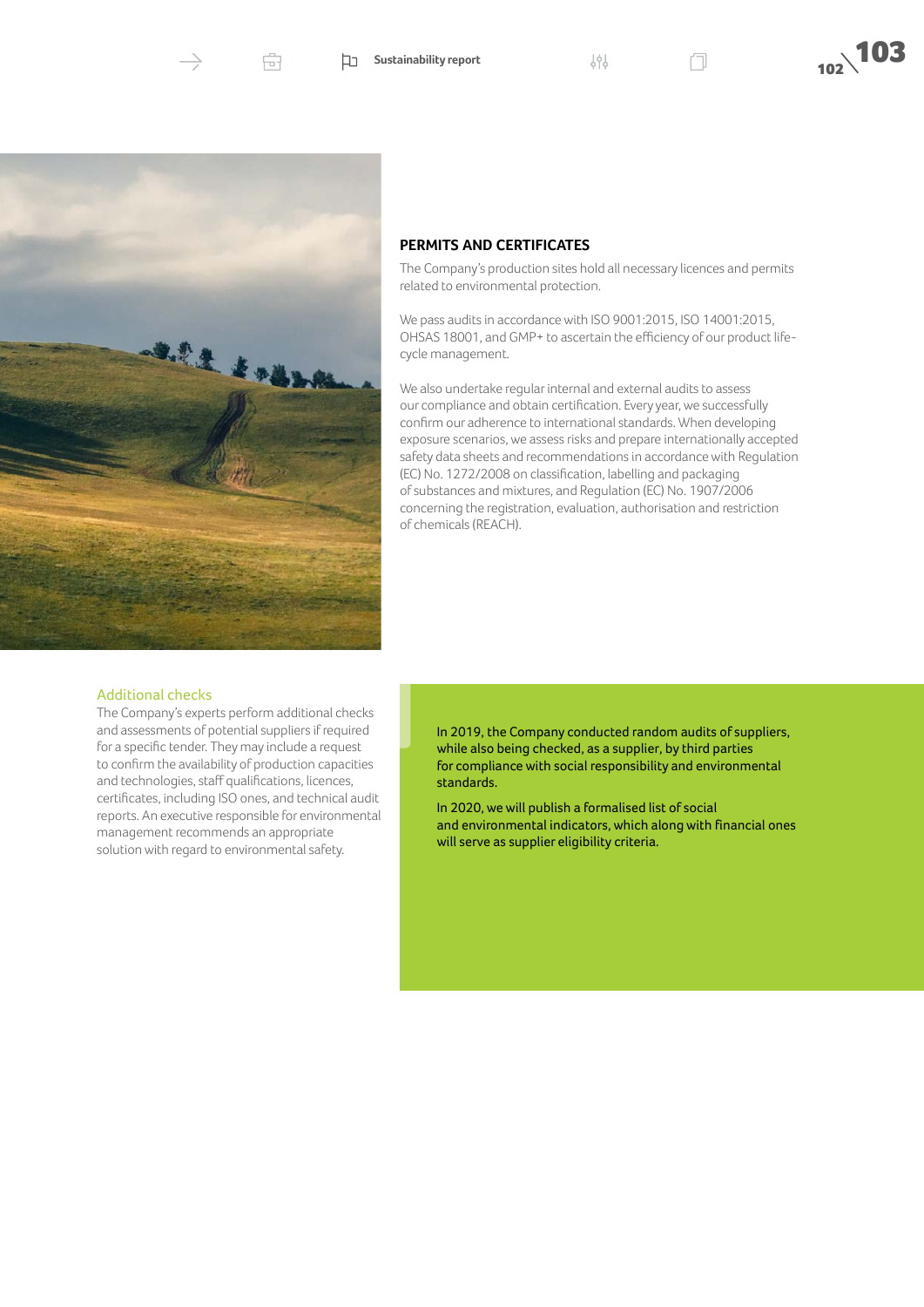## PERMITS AND CERTIFICATES

The Company's production sites hold all necessary licences and permits related to environmental protection.

We pass audits in accordance with ISO 9001:2015, ISO 14001:2015, OHSAS 18001, and GMP+ to ascertain the efficiency of our product life-cycle management.

We also undertake regular internal and external audits to assess our compliance and obtain certification. Every year, we successfully confirm our adherence to international standards. When developing exposure scenarios, we assess risks and prepare internationally accepted safety data sheets and recommendations in accordance with Regulation (EC) No. 1272/2008 on classification, labelling and packaging of substances and mixtures, and Regulation (EC) No. 1907/2006 concerning the registration, evaluation, authorisation and restriction of chemicals (REACH).

### Additional checks

The Company's experts perform additional checks and assessments of potential suppliers if required for a specific tender. They may include a request to confirm the availability of production capacities and technologies, staff qualifications, licences, certificates, including ISO ones, and technical audit reports. An executive responsible for environmental management recommends an appropriate solution with regard to environmental safety.

In 2019, the Company conducted random audits of suppliers, while also being checked, as a supplier, by third parties for compliance with social responsibility and environmental standards.

In 2020, we will publish a formalised list of social and environmental indicators, which along with financial ones will serve as supplier eligibility criteria.